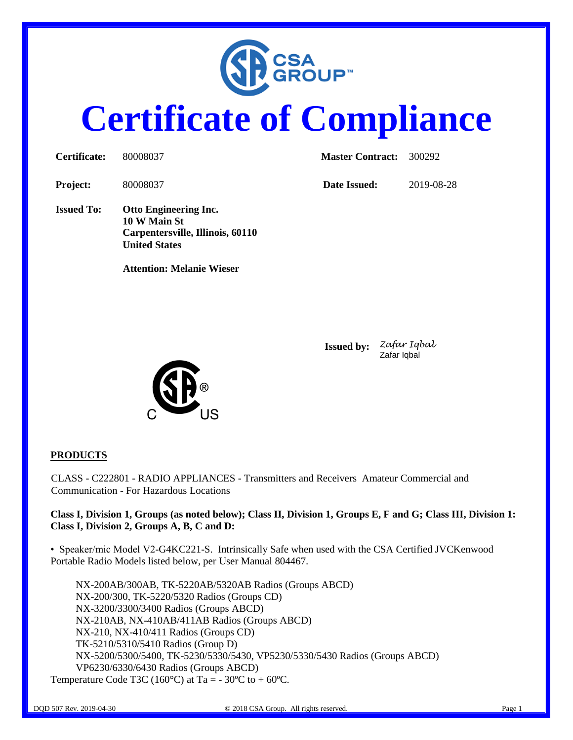# Certificate of Compliance

| | | | |
|---|---|---|---|
| **Certificate:** | 80008037 | **Master Contract:** | 300292 |
| **Project:** | 80008037 | **Date Issued:** | 2019-08-28 |

**Issued To:** **Otto Engineering Inc.**
**10 W Main St**
**Carpentersville, Illinois, 60110**
**United States**

**Attention: Melanie Wieser**

**Issued by:** *Zafar Iqbal*
Zafar Iqbal

C US

## PRODUCTS

CLASS - C222801 - RADIO APPLIANCES - Transmitters and Receivers Amateur Commercial and Communication - For Hazardous Locations

**Class I, Division 1, Groups (as noted below); Class II, Division 1, Groups E, F and G; Class III, Division 1: Class I, Division 2, Groups A, B, C and D:**

• Speaker/mic Model V2-G4KC221-S. Intrinsically Safe when used with the CSA Certified JVCKenwood Portable Radio Models listed below, per User Manual 804467.

NX-200AB/300AB, TK-5220AB/5320AB Radios (Groups ABCD)
NX-200/300, TK-5220/5320 Radios (Groups CD)
NX-3200/3300/3400 Radios (Groups ABCD)
NX-210AB, NX-410AB/411AB Radios (Groups ABCD)
NX-210, NX-410/411 Radios (Groups CD)
TK-5210/5310/5410 Radios (Group D)
NX-5200/5300/5400, TK-5230/5330/5430, VP5230/5330/5430 Radios (Groups ABCD)
VP6230/6330/6430 Radios (Groups ABCD)

Temperature Code T3C (160°C) at Ta = - 30ºC to + 60ºC.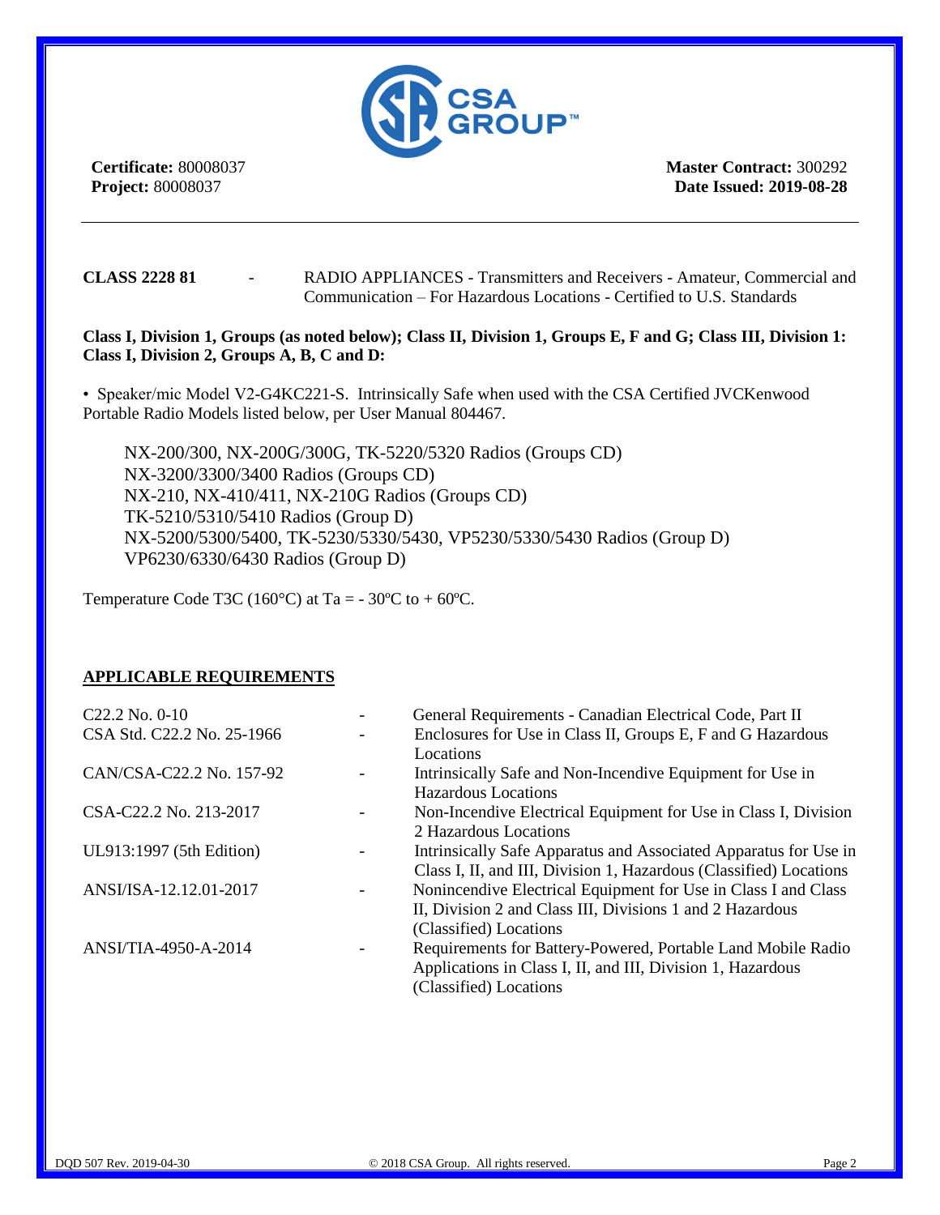**Certificate:** 80008037
**Project:** 80008037

**Master Contract:** 300292
**Date Issued: 2019-08-28**

---

**CLASS 2228 81** - RADIO APPLIANCES - Transmitters and Receivers - Amateur, Commercial and Communication – For Hazardous Locations - Certified to U.S. Standards

**Class I, Division 1, Groups (as noted below); Class II, Division 1, Groups E, F and G; Class III, Division 1: Class I, Division 2, Groups A, B, C and D:**

• Speaker/mic Model V2-G4KC221-S. Intrinsically Safe when used with the CSA Certified JVCKenwood Portable Radio Models listed below, per User Manual 804467.

NX-200/300, NX-200G/300G, TK-5220/5320 Radios (Groups CD)
NX-3200/3300/3400 Radios (Groups CD)
NX-210, NX-410/411, NX-210G Radios (Groups CD)
TK-5210/5310/5410 Radios (Group D)
NX-5200/5300/5400, TK-5230/5330/5430, VP5230/5330/5430 Radios (Group D)
VP6230/6330/6430 Radios (Group D)

Temperature Code T3C (160°C) at Ta = - 30ºC to + 60ºC.

## APPLICABLE REQUIREMENTS

| | | |
|---|---|---|
| C22.2 No. 0-10 | - | General Requirements - Canadian Electrical Code, Part II |
| CSA Std. C22.2 No. 25-1966 | - | Enclosures for Use in Class II, Groups E, F and G Hazardous Locations |
| CAN/CSA-C22.2 No. 157-92 | - | Intrinsically Safe and Non-Incendive Equipment for Use in Hazardous Locations |
| CSA-C22.2 No. 213-2017 | - | Non-Incendive Electrical Equipment for Use in Class I, Division 2 Hazardous Locations |
| UL913:1997 (5th Edition) | - | Intrinsically Safe Apparatus and Associated Apparatus for Use in Class I, II, and III, Division 1, Hazardous (Classified) Locations |
| ANSI/ISA-12.12.01-2017 | - | Nonincendive Electrical Equipment for Use in Class I and Class II, Division 2 and Class III, Divisions 1 and 2 Hazardous (Classified) Locations |
| ANSI/TIA-4950-A-2014 | - | Requirements for Battery-Powered, Portable Land Mobile Radio Applications in Class I, II, and III, Division 1, Hazardous (Classified) Locations |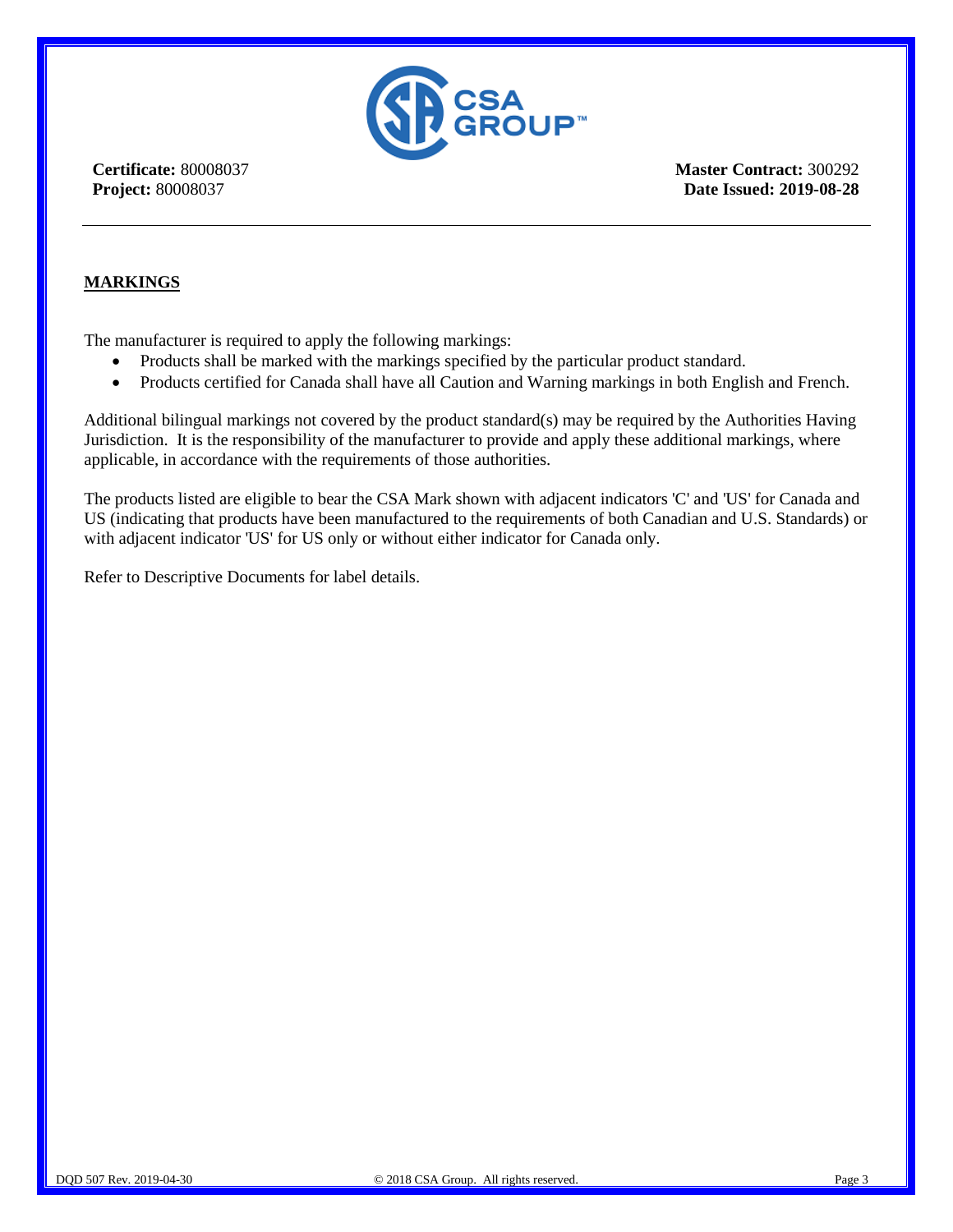**Certificate:** 80008037
**Project:** 80008037

**Master Contract:** 300292
**Date Issued: 2019-08-28**

---

## MARKINGS

The manufacturer is required to apply the following markings:

- Products shall be marked with the markings specified by the particular product standard.
- Products certified for Canada shall have all Caution and Warning markings in both English and French.

Additional bilingual markings not covered by the product standard(s) may be required by the Authorities Having Jurisdiction. It is the responsibility of the manufacturer to provide and apply these additional markings, where applicable, in accordance with the requirements of those authorities.

The products listed are eligible to bear the CSA Mark shown with adjacent indicators 'C' and 'US' for Canada and US (indicating that products have been manufactured to the requirements of both Canadian and U.S. Standards) or with adjacent indicator 'US' for US only or without either indicator for Canada only.

Refer to Descriptive Documents for label details.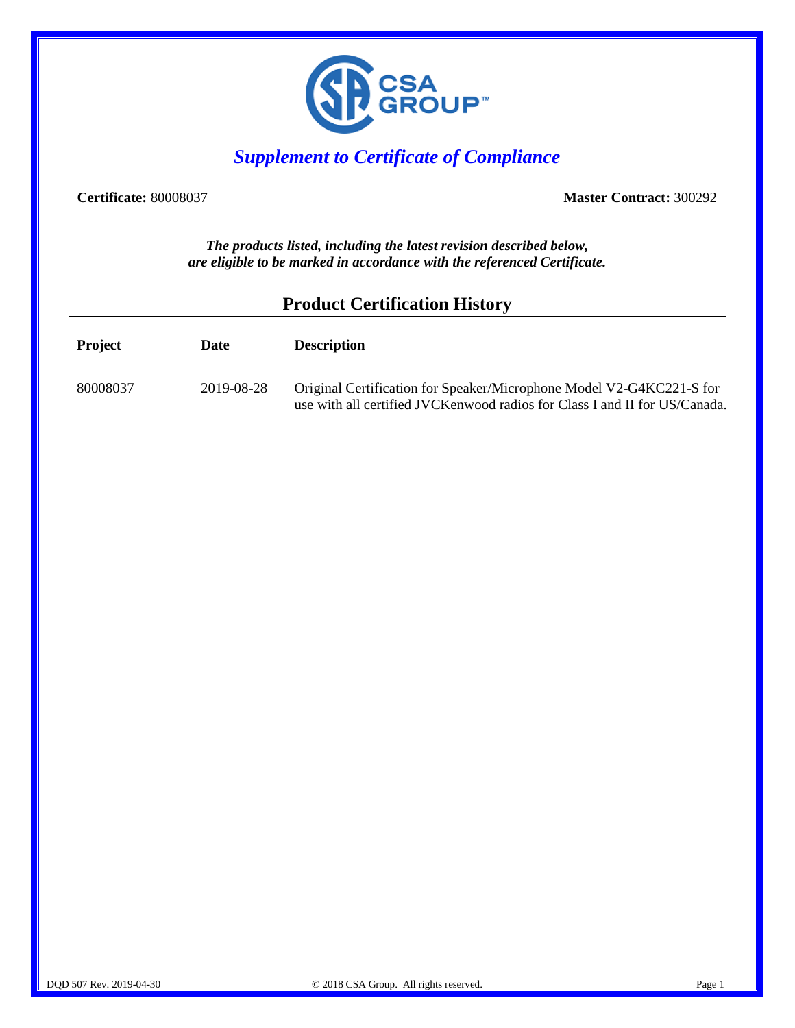# *Supplement to Certificate of Compliance*

**Certificate:** 80008037 **Master Contract:** 300292

***The products listed, including the latest revision described below, are eligible to be marked in accordance with the referenced Certificate.***

## Product Certification History

| Project | Date | Description |
|---|---|---|
| 80008037 | 2019-08-28 | Original Certification for Speaker/Microphone Model V2-G4KC221-S for use with all certified JVCKenwood radios for Class I and II for US/Canada. |

DQD 507 Rev. 2019-04-30 © 2018 CSA Group. All rights reserved.